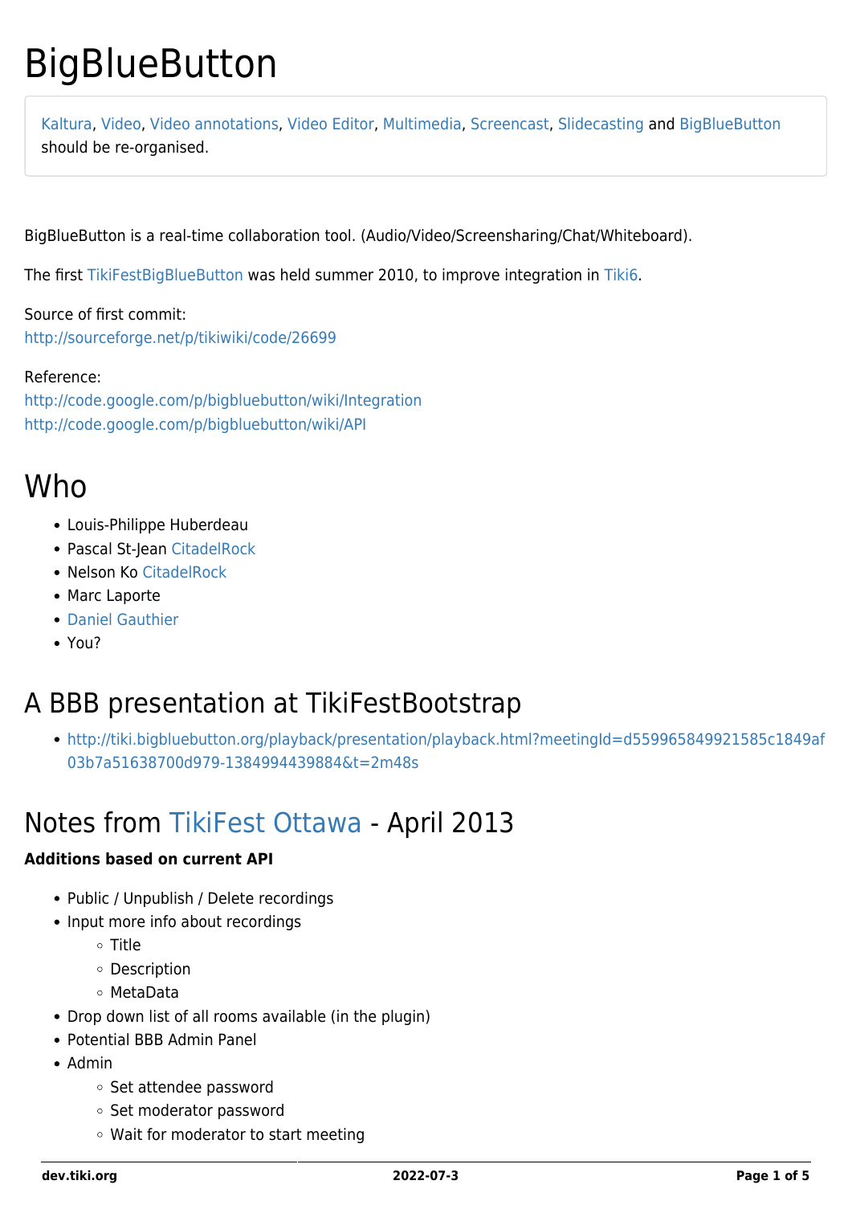# BigBlueButton

Kaltura, Video, Video annotations, Video Editor, Multimedia, Screencast, Slidecasting and BigBlueButton should be re-organised.

BigBlueButton is a real-time collaboration tool. (Audio/Video/Screensharing/Chat/Whiteboard).

The first TikiFestBigBlueButton was held summer 2010, to improve integration in Tiki6.

Source of first commit:
http://sourceforge.net/p/tikiwiki/code/26699

Reference:
http://code.google.com/p/bigbluebutton/wiki/Integration
http://code.google.com/p/bigbluebutton/wiki/API

# Who

- Louis-Philippe Huberdeau
- Pascal St-Jean CitadelRock
- Nelson Ko CitadelRock
- Marc Laporte
- Daniel Gauthier
- You?

## A BBB presentation at TikiFestBootstrap

- http://tiki.bigbluebutton.org/playback/presentation/playback.html?meetingId=d559965849921585c1849af03b7a51638700d979-1384994439884&t=2m48s

# Notes from TikiFest Ottawa - April 2013

**Additions based on current API**

- Public / Unpublish / Delete recordings
- Input more info about recordings
  - Title
  - Description
  - MetaData
- Drop down list of all rooms available (in the plugin)
- Potential BBB Admin Panel
- Admin
  - Set attendee password
  - Set moderator password
  - Wait for moderator to start meeting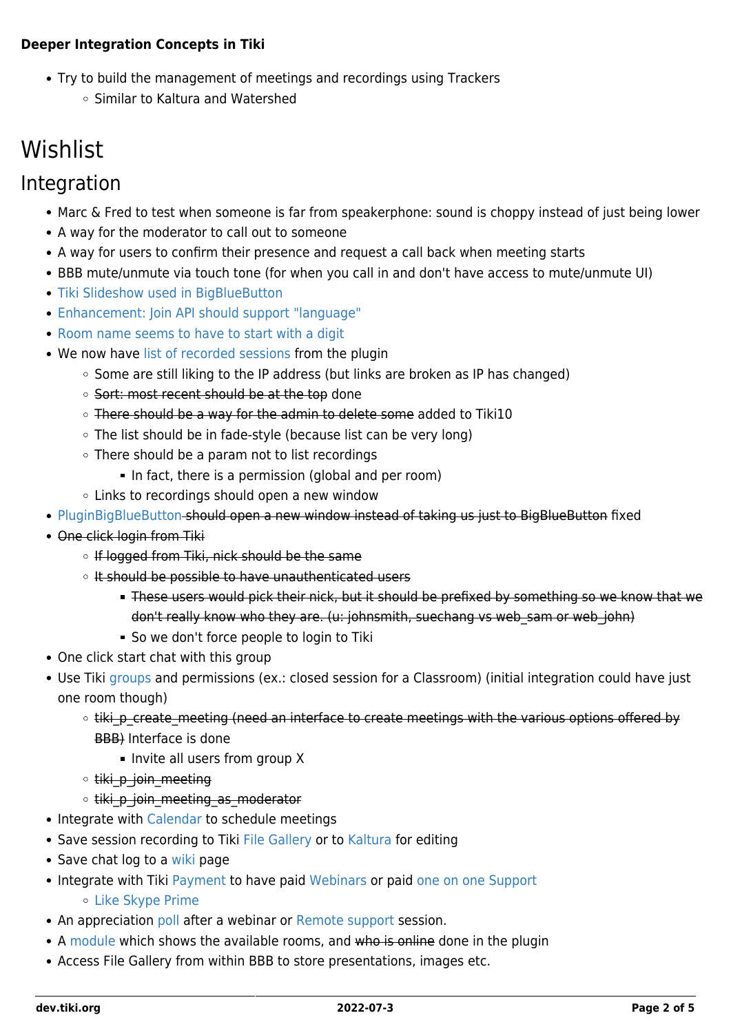**Deeper Integration Concepts in Tiki**

- Try to build the management of meetings and recordings using Trackers
  - Similar to Kaltura and Watershed

# Wishlist

## Integration

- Marc & Fred to test when someone is far from speakerphone: sound is choppy instead of just being lower
- A way for the moderator to call out to someone
- A way for users to confirm their presence and request a call back when meeting starts
- BBB mute/unmute via touch tone (for when you call in and don't have access to mute/unmute UI)
- Tiki Slideshow used in BigBlueButton
- Enhancement: Join API should support "language"
- Room name seems to have to start with a digit
- We now have list of recorded sessions from the plugin
  - Some are still liking to the IP address (but links are broken as IP has changed)
  - ~~Sort: most recent should be at the top~~ done
  - ~~There should be a way for the admin to delete some~~ added to Tiki10
  - The list should be in fade-style (because list can be very long)
  - There should be a param not to list recordings
    - In fact, there is a permission (global and per room)
  - Links to recordings should open a new window
- PluginBigBlueButton ~~should open a new window instead of taking us just to BigBlueButton~~ fixed
- ~~One click login from Tiki~~
  - ~~If logged from Tiki, nick should be the same~~
  - ~~It should be possible to have unauthenticated users~~
    - ~~These users would pick their nick, but it should be prefixed by something so we know that we don't really know who they are. (u: johnsmith, suechang vs web_sam or web_john)~~
    - So we don't force people to login to Tiki
- One click start chat with this group
- Use Tiki groups and permissions (ex.: closed session for a Classroom) (initial integration could have just one room though)
  - ~~tiki_p_create_meeting (need an interface to create meetings with the various options offered by BBB)~~ Interface is done
    - Invite all users from group X
  - ~~tiki_p_join_meeting~~
  - ~~tiki_p_join_meeting_as_moderator~~
- Integrate with Calendar to schedule meetings
- Save session recording to Tiki File Gallery or to Kaltura for editing
- Save chat log to a wiki page
- Integrate with Tiki Payment to have paid Webinars or paid one on one Support
  - Like Skype Prime
- An appreciation poll after a webinar or Remote support session.
- A module which shows the available rooms, and ~~who is online~~ done in the plugin
- Access File Gallery from within BBB to store presentations, images etc.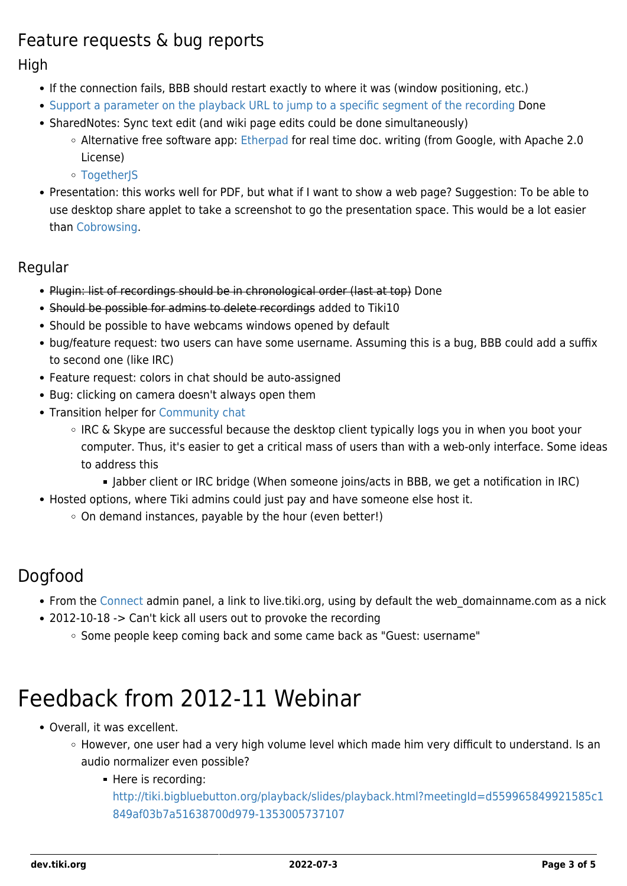## Feature requests & bug reports

### High

- If the connection fails, BBB should restart exactly to where it was (window positioning, etc.)
- Support a parameter on the playback URL to jump to a specific segment of the recording Done
- SharedNotes: Sync text edit (and wiki page edits could be done simultaneously)
    - Alternative free software app: Etherpad for real time doc. writing (from Google, with Apache 2.0 License)
    - TogetherJS
- Presentation: this works well for PDF, but what if I want to show a web page? Suggestion: To be able to use desktop share applet to take a screenshot to go the presentation space. This would be a lot easier than Cobrowsing.

### Regular

- ~~Plugin: list of recordings should be in chronological order (last at top)~~ Done
- ~~Should be possible for admins to delete recordings~~ added to Tiki10
- Should be possible to have webcams windows opened by default
- bug/feature request: two users can have some username. Assuming this is a bug, BBB could add a suffix to second one (like IRC)
- Feature request: colors in chat should be auto-assigned
- Bug: clicking on camera doesn't always open them
- Transition helper for Community chat
    - IRC & Skype are successful because the desktop client typically logs you in when you boot your computer. Thus, it's easier to get a critical mass of users than with a web-only interface. Some ideas to address this
        - Jabber client or IRC bridge (When someone joins/acts in BBB, we get a notification in IRC)
- Hosted options, where Tiki admins could just pay and have someone else host it.
    - On demand instances, payable by the hour (even better!)

## Dogfood

- From the Connect admin panel, a link to live.tiki.org, using by default the web_domainname.com as a nick
- 2012-10-18 -> Can't kick all users out to provoke the recording
    - Some people keep coming back and some came back as "Guest: username"

# Feedback from 2012-11 Webinar

- Overall, it was excellent.
    - However, one user had a very high volume level which made him very difficult to understand. Is an audio normalizer even possible?
        - Here is recording: http://tiki.bigbluebutton.org/playback/slides/playback.html?meetingId=d559965849921585c1849af03b7a51638700d979-1353005737107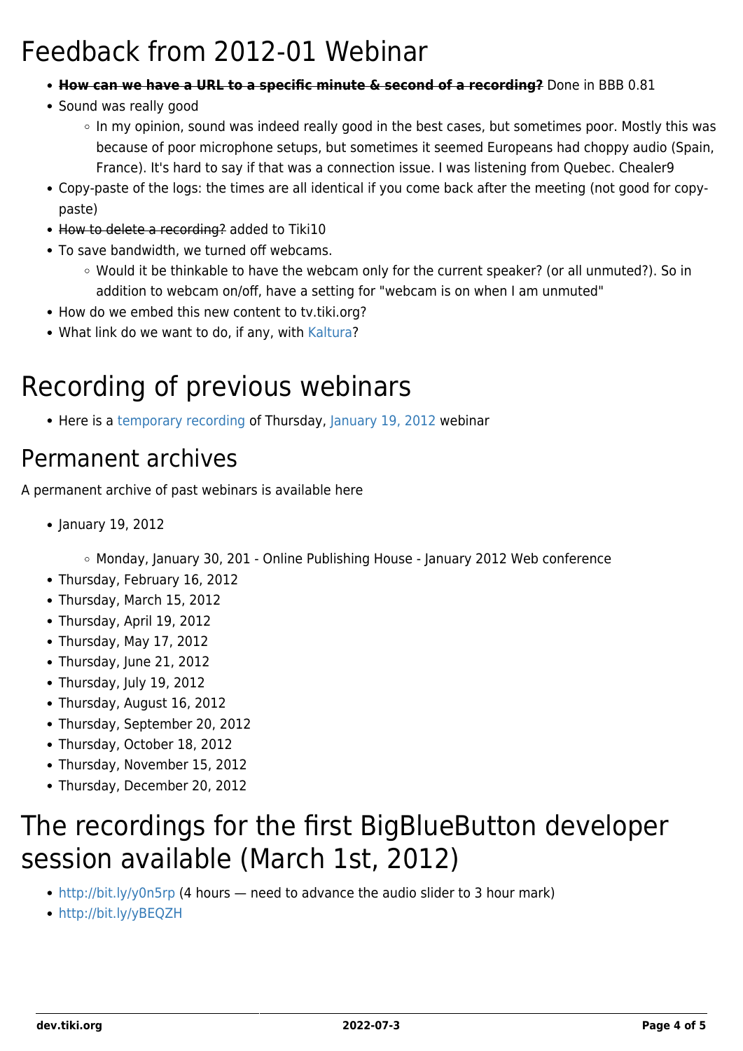# Feedback from 2012-01 Webinar

- ~~**How can we have a URL to a specific minute & second of a recording?**~~ Done in BBB 0.81
- Sound was really good
  - In my opinion, sound was indeed really good in the best cases, but sometimes poor. Mostly this was because of poor microphone setups, but sometimes it seemed Europeans had choppy audio (Spain, France). It's hard to say if that was a connection issue. I was listening from Quebec. Chealer9
- Copy-paste of the logs: the times are all identical if you come back after the meeting (not good for copy-paste)
- ~~How to delete a recording?~~ added to Tiki10
- To save bandwidth, we turned off webcams.
  - Would it be thinkable to have the webcam only for the current speaker? (or all unmuted?). So in addition to webcam on/off, have a setting for "webcam is on when I am unmuted"
- How do we embed this new content to tv.tiki.org?
- What link do we want to do, if any, with Kaltura?

# Recording of previous webinars

- Here is a temporary recording of Thursday, January 19, 2012 webinar

## Permanent archives

A permanent archive of past webinars is available here

- January 19, 2012
  - Monday, January 30, 201 - Online Publishing House - January 2012 Web conference
- Thursday, February 16, 2012
- Thursday, March 15, 2012
- Thursday, April 19, 2012
- Thursday, May 17, 2012
- Thursday, June 21, 2012
- Thursday, July 19, 2012
- Thursday, August 16, 2012
- Thursday, September 20, 2012
- Thursday, October 18, 2012
- Thursday, November 15, 2012
- Thursday, December 20, 2012

# The recordings for the first BigBlueButton developer session available (March 1st, 2012)

- http://bit.ly/y0n5rp (4 hours — need to advance the audio slider to 3 hour mark)
- http://bit.ly/yBEQZH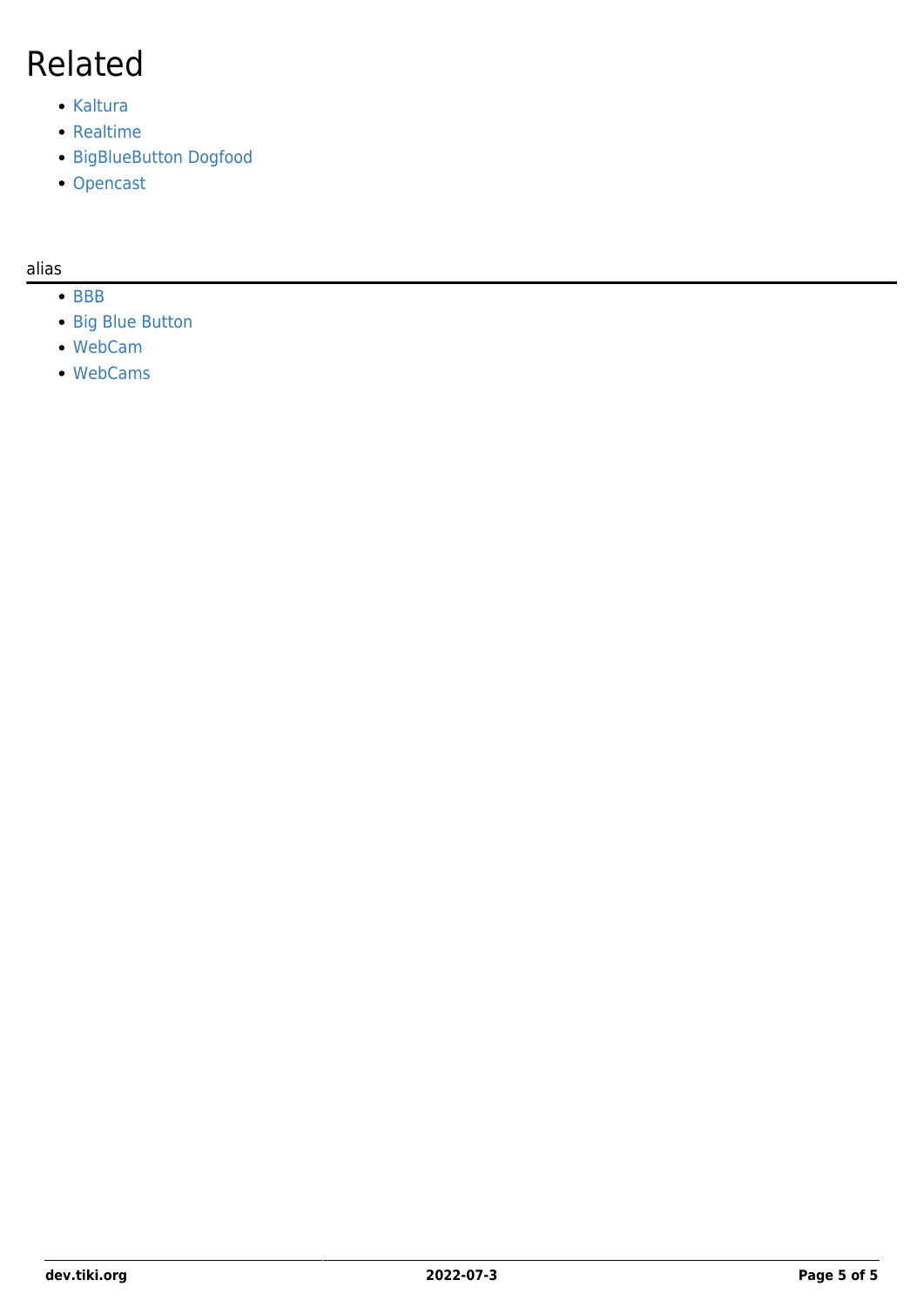# Related

- Kaltura
- Realtime
- BigBlueButton Dogfood
- Opencast

alias

- BBB
- Big Blue Button
- WebCam
- WebCams